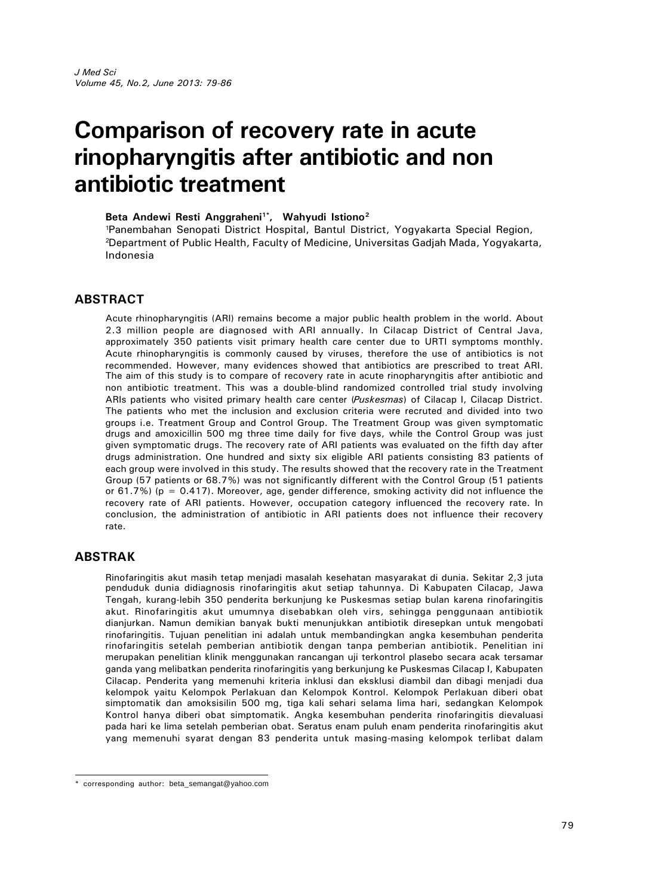# Comparison of recovery rate in acute rinopharyngitis after antibiotic and non antibiotic treatment

**Beta Andewi Resti Anggraheni[1*], Wahyudi Istiono[2]**

[1]Panembahan Senopati District Hospital, Bantul District, Yogyakarta Special Region,
[2]Department of Public Health, Faculty of Medicine, Universitas Gadjah Mada, Yogyakarta, Indonesia

## ABSTRACT

Acute rhinopharyngitis (ARI) remains become a major public health problem in the world. About 2.3 million people are diagnosed with ARI annually. In Cilacap District of Central Java, approximately 350 patients visit primary health care center due to URTI symptoms monthly. Acute rhinopharyngitis is commonly caused by viruses, therefore the use of antibiotics is not recommended. However, many evidences showed that antibiotics are prescribed to treat ARI. The aim of this study is to compare of recovery rate in acute rhinopharyngitis after antibiotic and non antibiotic treatment. This was a double-blind randomized controlled trial study involving ARIs patients who visited primary health care center (*Puskesmas*) of Cilacap I, Cilacap District. The patients who met the inclusion and exclusion criteria were recruted and divided into two groups i.e. Treatment Group and Control Group. The Treatment Group was given symptomatic drugs and amoxicillin 500 mg three time daily for five days, while the Control Group was just given symptomatic drugs. The recovery rate of ARI patients was evaluated on the fifth day after drugs administration. One hundred and sixty six eligible ARI patients consisting 83 patients of each group were involved in this study. The results showed that the recovery rate in the Treatment Group (57 patients or 68.7%) was not significantly different with the Control Group (51 patients or 61.7%) ($p = 0.417$). Moreover, age, gender difference, smoking activity did not influence the recovery rate of ARI patients. However, occupation category influenced the recovery rate. In conclusion, the administration of antibiotic in ARI patients does not influence their recovery rate.

## ABSTRAK

Rinofaringitis akut masih tetap menjadi masalah kesehatan masyarakat di dunia. Sekitar 2,3 juta penduduk dunia didiagnosis rinofaringitis akut setiap tahunnya. Di Kabupaten Cilacap, Jawa Tengah, kurang-lebih 350 penderita berkunjung ke Puskesmas setiap bulan karena rinofaringitis akut. Rinofaringitis akut umumnya disebabkan oleh virs, sehingga penggunaan antibiotik dianjurkan. Namun demikian banyak bukti menunjukkan antibiotik diresepkan untuk mengobati rinofaringitis. Tujuan penelitian ini adalah untuk membandingkan angka kesembuhan penderita rinofaringitis setelah pemberian antibiotik dengan tanpa pemberian antibiotik. Penelitian ini merupakan penelitian klinik menggunakan rancangan uji terkontrol plasebo secara acak tersamar ganda yang melibatkan penderita rinofaringitis yang berkunjung ke Puskesmas Cilacap I, Kabupaten Cilacap. Penderita yang memenuhi kriteria inklusi dan eksklusi diambil dan dibagi menjadi dua kelompok yaitu Kelompok Perlakuan dan Kelompok Kontrol. Kelompok Perlakuan diberi obat simptomatik dan amoksisilin 500 mg, tiga kali sehari selama lima hari, sedangkan Kelompok Kontrol hanya diberi obat simptomatik. Angka kesembuhan penderita rinofaringitis dievaluasi pada hari ke lima setelah pemberian obat. Seratus enam puluh enam penderita rinofaringitis akut yang memenuhi syarat dengan 83 penderita untuk masing-masing kelompok terlibat dalam

---

\* corresponding author: beta_semangat@yahoo.com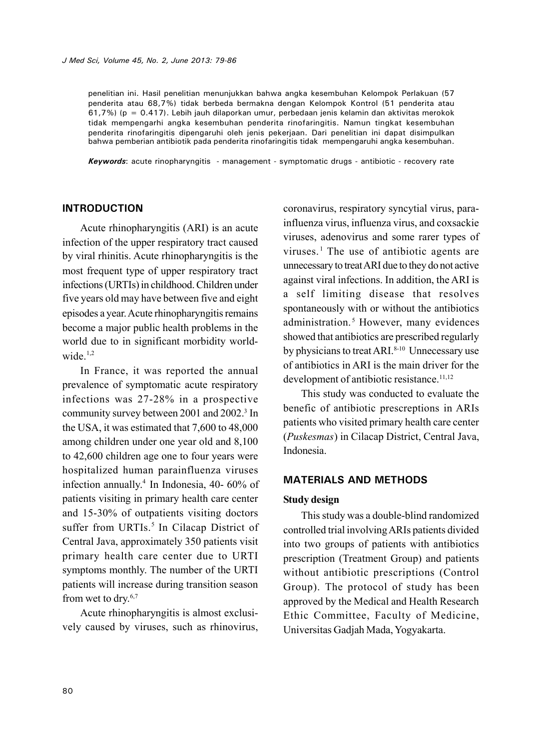penelitian ini. Hasil penelitian menunjukkan bahwa angka kesembuhan Kelompok Perlakuan (57 penderita atau 68,7%) tidak berbeda bermakna dengan Kelompok Kontrol (51 penderita atau 61,7%) (p = 0.417). Lebih jauh dilaporkan umur, perbedaan jenis kelamin dan aktivitas merokok tidak mempengarhi angka kesembuhan penderita rinofaringitis. Namun tingkat kesembuhan penderita rinofaringitis dipengaruhi oleh jenis pekerjaan. Dari penelitian ini dapat disimpulkan bahwa pemberian antibiotik pada penderita rinofaringitis tidak mempengaruhi angka kesembuhan.

***Keywords***: acute rinopharyngitis - management - symptomatic drugs - antibiotic - recovery rate

## INTRODUCTION

Acute rhinopharyngitis (ARI) is an acute infection of the upper respiratory tract caused by viral rhinitis. Acute rhinopharyngitis is the most frequent type of upper respiratory tract infections (URTIs) in childhood. Children under five years old may have between five and eight episodes a year. Acute rhinopharyngitis remains become a major public health problems in the world due to in significant morbidity worldwide.[1,2]

In France, it was reported the annual prevalence of symptomatic acute respiratory infections was 27-28% in a prospective community survey between 2001 and 2002.[3] In the USA, it was estimated that 7,600 to 48,000 among children under one year old and 8,100 to 42,600 children age one to four years were hospitalized human parainfluenza viruses infection annually.[4] In Indonesia, 40- 60% of patients visiting in primary health care center and 15-30% of outpatients visiting doctors suffer from URTIs.[5] In Cilacap District of Central Java, approximately 350 patients visit primary health care center due to URTI symptoms monthly. The number of the URTI patients will increase during transition season from wet to dry.[6,7]

Acute rhinopharyngitis is almost exclusively caused by viruses, such as rhinovirus, coronavirus, respiratory syncytial virus, parainfluenza virus, influenza virus, and coxsackie viruses, adenovirus and some rarer types of viruses.[1] The use of antibiotic agents are unnecessary to treat ARI due to they do not active against viral infections. In addition, the ARI is a self limiting disease that resolves spontaneously with or without the antibiotics administration.[5] However, many evidences showed that antibiotics are prescribed regularly by physicians to treat ARI.[8-10] Unnecessary use of antibiotics in ARI is the main driver for the development of antibiotic resistance.[11,12]

This study was conducted to evaluate the benefic of antibiotic prescreptions in ARIs patients who visited primary health care center (*Puskesmas*) in Cilacap District, Central Java, Indonesia.

## MATERIALS AND METHODS

### Study design

This study was a double-blind randomized controlled trial involving ARIs patients divided into two groups of patients with antibiotics prescription (Treatment Group) and patients without antibiotic prescriptions (Control Group). The protocol of study has been approved by the Medical and Health Research Ethic Committee, Faculty of Medicine, Universitas Gadjah Mada, Yogyakarta.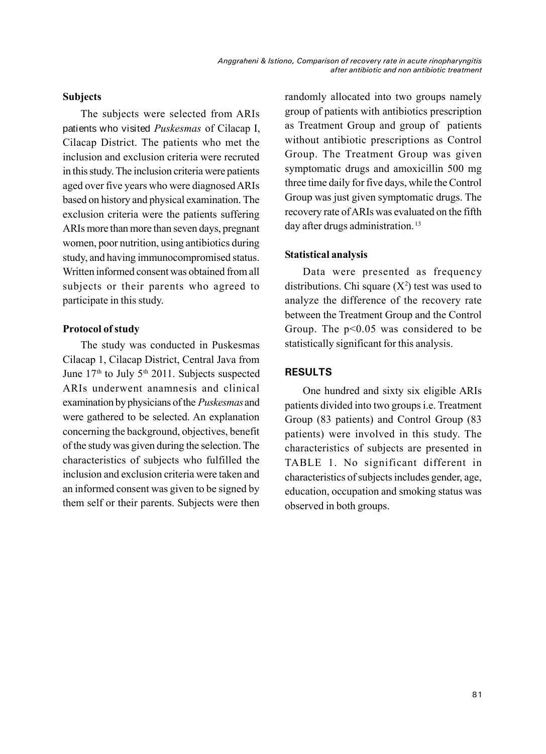### Subjects

The subjects were selected from ARIs patients who visited *Puskesmas* of Cilacap I, Cilacap District. The patients who met the inclusion and exclusion criteria were recruted in this study. The inclusion criteria were patients aged over five years who were diagnosed ARIs based on history and physical examination. The exclusion criteria were the patients suffering ARIs more than more than seven days, pregnant women, poor nutrition, using antibiotics during study, and having immunocompromised status. Written informed consent was obtained from all subjects or their parents who agreed to participate in this study.

### Protocol of study

The study was conducted in Puskesmas Cilacap 1, Cilacap District, Central Java from June 17th to July 5th 2011. Subjects suspected ARIs underwent anamnesis and clinical examination by physicians of the *Puskesmas* and were gathered to be selected. An explanation concerning the background, objectives, benefit of the study was given during the selection. The characteristics of subjects who fulfilled the inclusion and exclusion criteria were taken and an informed consent was given to be signed by them self or their parents. Subjects were then randomly allocated into two groups namely group of patients with antibiotics prescription as Treatment Group and group of patients without antibiotic prescriptions as Control Group. The Treatment Group was given symptomatic drugs and amoxicillin 500 mg three time daily for five days, while the Control Group was just given symptomatic drugs. The recovery rate of ARIs was evaluated on the fifth day after drugs administration.[13]

### Statistical analysis

Data were presented as frequency distributions. Chi square ($X^2$) test was used to analyze the difference of the recovery rate between the Treatment Group and the Control Group. The $p<0.05$ was considered to be statistically significant for this analysis.

## RESULTS

One hundred and sixty six eligible ARIs patients divided into two groups i.e. Treatment Group (83 patients) and Control Group (83 patients) were involved in this study. The characteristics of subjects are presented in TABLE 1. No significant different in characteristics of subjects includes gender, age, education, occupation and smoking status was observed in both groups.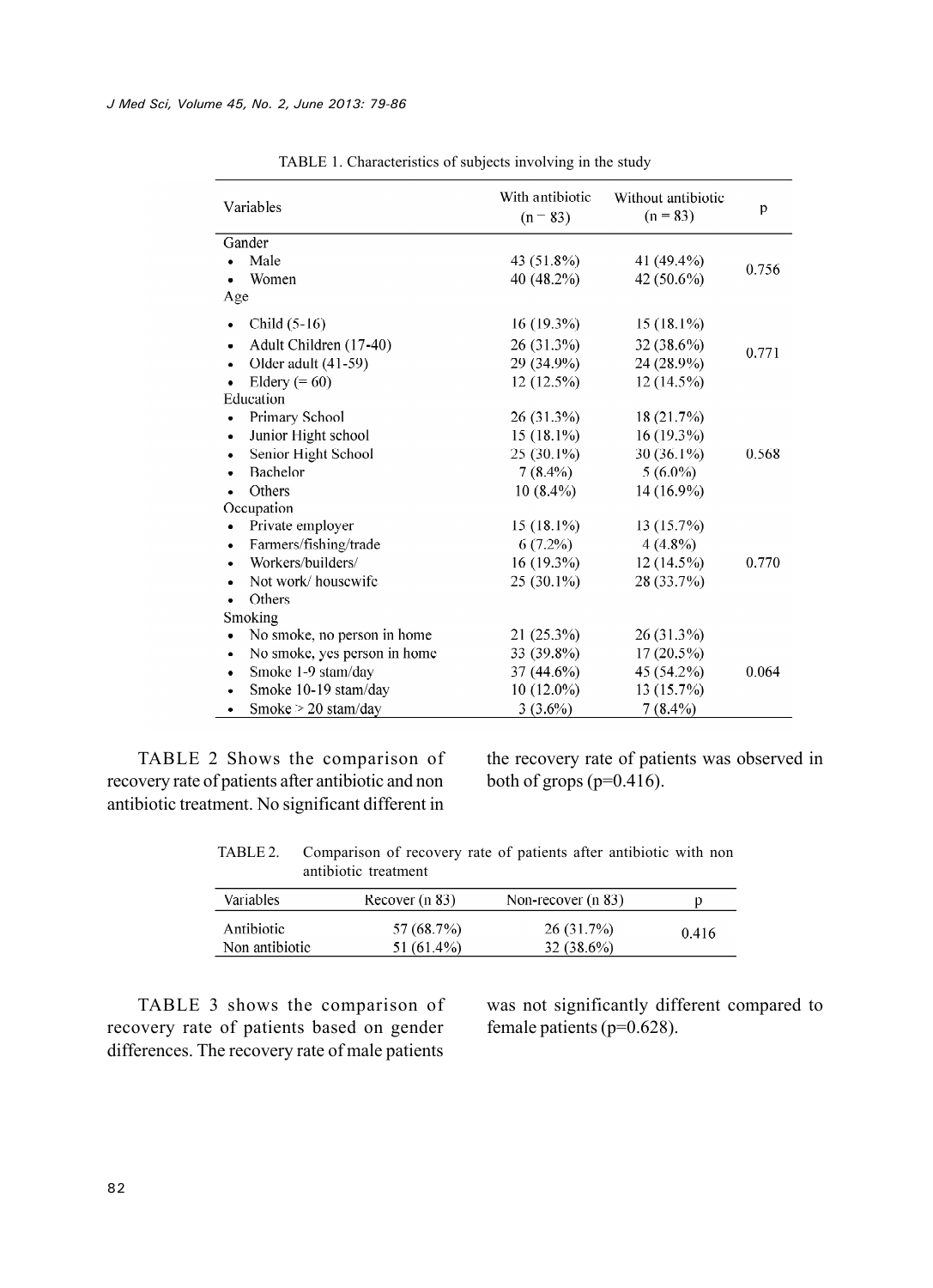TABLE 1. Characteristics of subjects involving in the study

| Variables | With antibiotic (n = 83) | Without antibiotic (n = 83) | p |
|---|---|---|---|
| Gander | | | |
| • Male | 43 (51.8%) | 41 (49.4%) | 0.756 |
| • Women | 40 (48.2%) | 42 (50.6%) | |
| Age | | | |
| • Child (5-16) | 16 (19.3%) | 15 (18.1%) | |
| • Adult Children (17-40) | 26 (31.3%) | 32 (38.6%) | 0.771 |
| • Older adult (41-59) | 29 (34.9%) | 24 (28.9%) | |
| • Eldery (= 60) | 12 (12.5%) | 12 (14.5%) | |
| Education | | | |
| • Primary School | 26 (31.3%) | 18 (21.7%) | |
| • Junior Hight school | 15 (18.1%) | 16 (19.3%) | |
| • Senior Hight School | 25 (30.1%) | 30 (36.1%) | 0.568 |
| • Bachelor | 7 (8.4%) | 5 (6.0%) | |
| • Others | 10 (8.4%) | 14 (16.9%) | |
| Occupation | | | |
| • Private employer | 15 (18.1%) | 13 (15.7%) | |
| • Farmers/fishing/trade | 6 (7.2%) | 4 (4.8%) | |
| • Workers/builders/ | 16 (19.3%) | 12 (14.5%) | 0.770 |
| • Not work/ housewife | 25 (30.1%) | 28 (33.7%) | |
| • Others | | | |
| Smoking | | | |
| • No smoke, no person in home | 21 (25.3%) | 26 (31.3%) | |
| • No smoke, yes person in home | 33 (39.8%) | 17 (20.5%) | |
| • Smoke 1-9 stam/day | 37 (44.6%) | 45 (54.2%) | 0.064 |
| • Smoke 10-19 stam/day | 10 (12.0%) | 13 (15.7%) | |
| • Smoke > 20 stam/day | 3 (3.6%) | 7 (8.4%) | |

TABLE 2 Shows the comparison of recovery rate of patients after antibiotic and non antibiotic treatment. No significant different in the recovery rate of patients was observed in both of grops (p=0.416).

TABLE 2. Comparison of recovery rate of patients after antibiotic with non antibiotic treatment

| Variables | Recover (n 83) | Non-recover (n 83) | p |
|---|---|---|---|
| Antibiotic | 57 (68.7%) | 26 (31.7%) | 0.416 |
| Non antibiotic | 51 (61.4%) | 32 (38.6%) | |

TABLE 3 shows the comparison of recovery rate of patients based on gender differences. The recovery rate of male patients was not significantly different compared to female patients (p=0.628).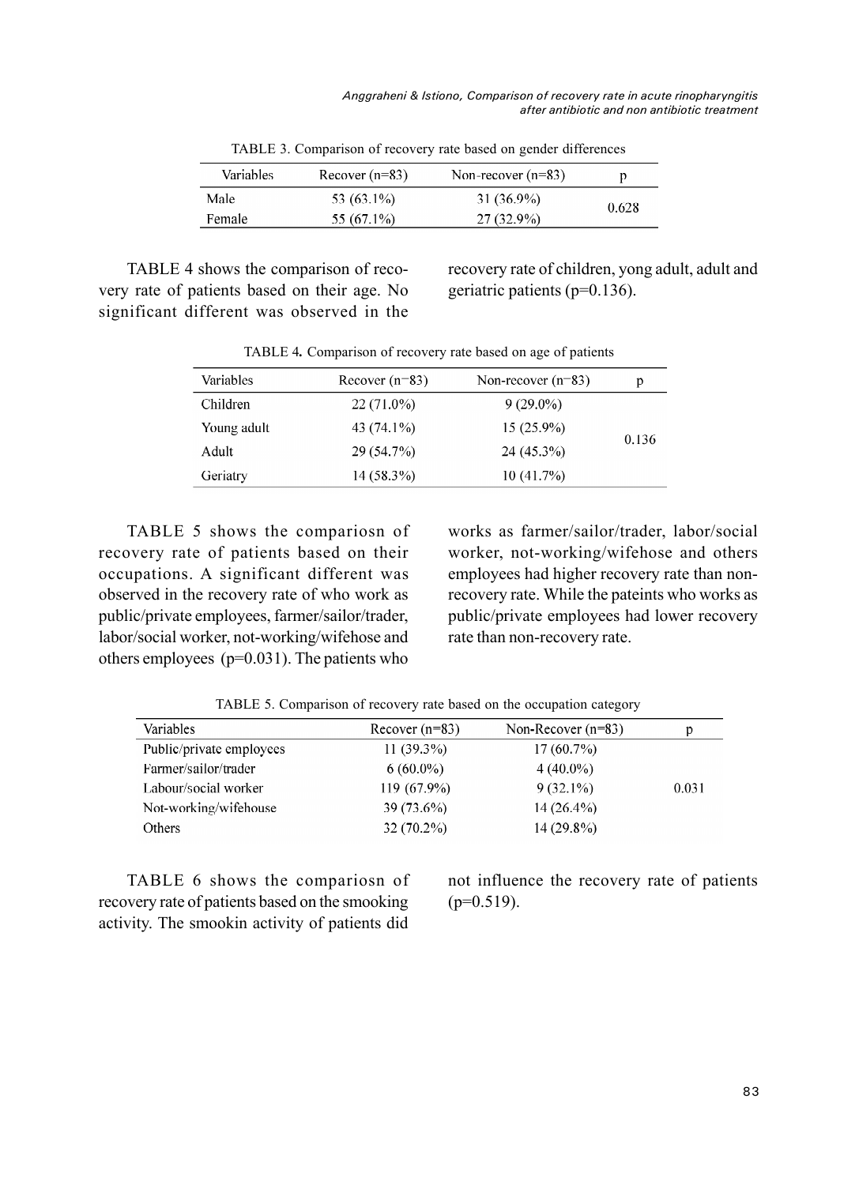TABLE 3. Comparison of recovery rate based on gender differences

| Variables | Recover (n=83) | Non-recover (n=83) | p |
|---|---|---|---|
| Male | 53 (63.1%) | 31 (36.9%) | 0.628 |
| Female | 55 (67.1%) | 27 (32.9%) | |

TABLE 4 shows the comparison of recovery rate of patients based on their age. No significant different was observed in the recovery rate of children, yong adult, adult and geriatric patients (p=0.136).

TABLE 4**.** Comparison of recovery rate based on age of patients

| Variables | Recover (n=83) | Non-recover (n=83) | p |
|---|---|---|---|
| Children | 22 (71.0%) | 9 (29.0%) | 0.136 |
| Young adult | 43 (74.1%) | 15 (25.9%) | |
| Adult | 29 (54.7%) | 24 (45.3%) | |
| Geriatry | 14 (58.3%) | 10 (41.7%) | |

TABLE 5 shows the compariosn of recovery rate of patients based on their occupations. A significant different was observed in the recovery rate of who work as public/private employees, farmer/sailor/trader, labor/social worker, not-working/wifehose and others employees (p=0.031). The patients who works as farmer/sailor/trader, labor/social worker, not-working/wifehose and others employees had higher recovery rate than non-recovery rate. While the pateints who works as public/private employees had lower recovery rate than non-recovery rate.

TABLE 5. Comparison of recovery rate based on the occupation category

| Variables | Recover (n=83) | Non-Recover (n=83) | p |
|---|---|---|---|
| Public/private employees | 11 (39.3%) | 17 (60.7%) | 0.031 |
| Farmer/sailor/trader | 6 (60.0%) | 4 (40.0%) | |
| Labour/social worker | 119 (67.9%) | 9 (32.1%) | |
| Not-working/wifehouse | 39 (73.6%) | 14 (26.4%) | |
| Others | 32 (70.2%) | 14 (29.8%) | |

TABLE 6 shows the compariosn of recovery rate of patients based on the smooking activity. The smookin activity of patients did not influence the recovery rate of patients (p=0.519).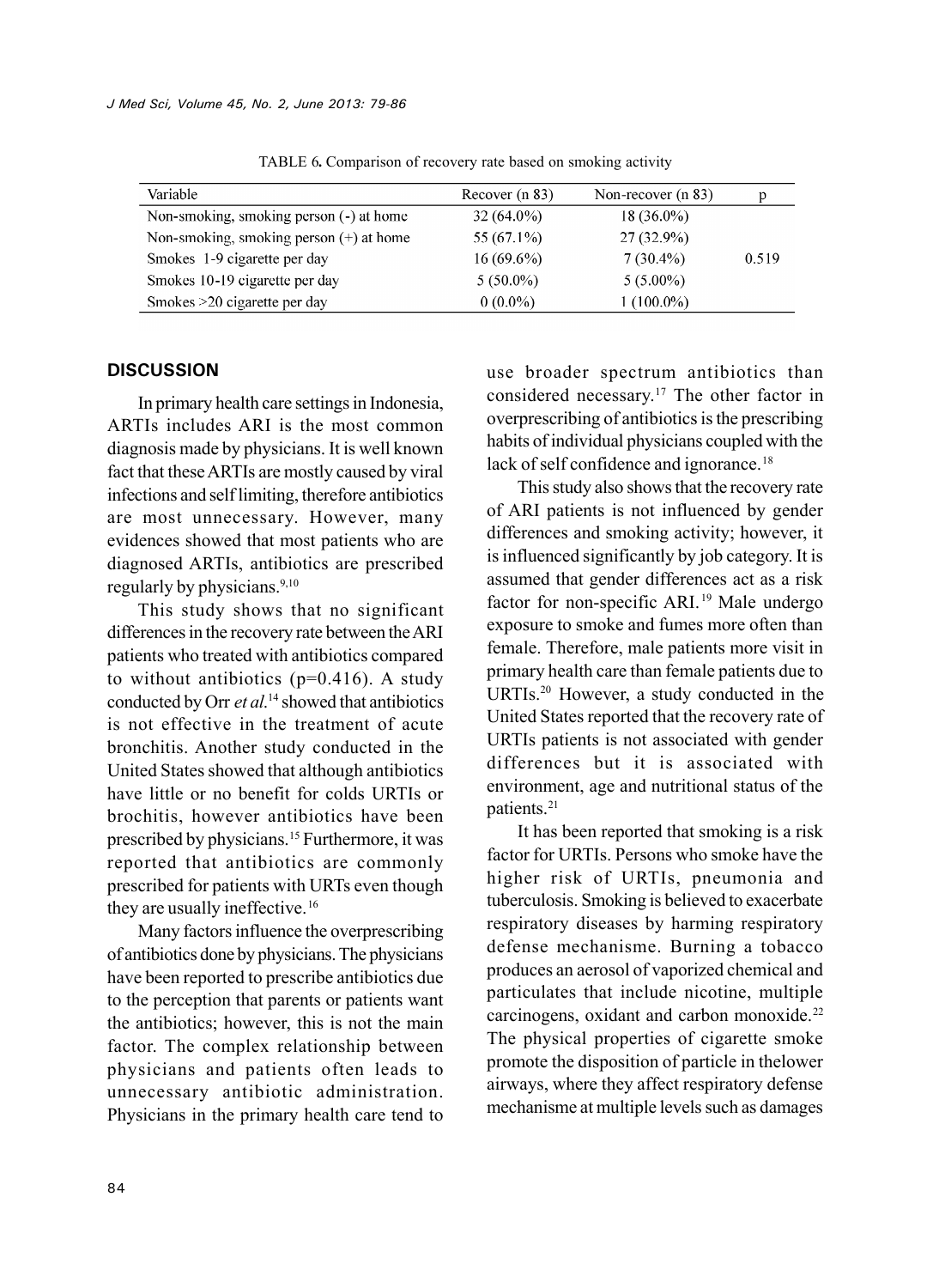TABLE 6. Comparison of recovery rate based on smoking activity

| Variable | Recover (n 83) | Non-recover (n 83) | p |
|---|---|---|---|
| Non-smoking, smoking person (-) at home | 32 (64.0%) | 18 (36.0%) | |
| Non-smoking, smoking person (+) at home | 55 (67.1%) | 27 (32.9%) | |
| Smokes 1-9 cigarette per day | 16 (69.6%) | 7 (30.4%) | 0.519 |
| Smokes 10-19 cigarette per day | 5 (50.0%) | 5 (5.00%) | |
| Smokes >20 cigarette per day | 0 (0.0%) | 1 (100.0%) | |

## DISCUSSION

In primary health care settings in Indonesia, ARTIs includes ARI is the most common diagnosis made by physicians. It is well known fact that these ARTIs are mostly caused by viral infections and self limiting, therefore antibiotics are most unnecessary. However, many evidences showed that most patients who are diagnosed ARTIs, antibiotics are prescribed regularly by physicians.[9,10]

This study shows that no significant differences in the recovery rate between the ARI patients who treated with antibiotics compared to without antibiotics (p=0.416). A study conducted by Orr *et al.*[14] showed that antibiotics is not effective in the treatment of acute bronchitis. Another study conducted in the United States showed that although antibiotics have little or no benefit for colds URTIs or brochitis, however antibiotics have been prescribed by physicians.[15] Furthermore, it was reported that antibiotics are commonly prescribed for patients with URTs even though they are usually ineffective.[16]

Many factors influence the overprescribing of antibiotics done by physicians. The physicians have been reported to prescribe antibiotics due to the perception that parents or patients want the antibiotics; however, this is not the main factor. The complex relationship between physicians and patients often leads to unnecessary antibiotic administration. Physicians in the primary health care tend to use broader spectrum antibiotics than considered necessary.[17] The other factor in overprescribing of antibiotics is the prescribing habits of individual physicians coupled with the lack of self confidence and ignorance.[18]

This study also shows that the recovery rate of ARI patients is not influenced by gender differences and smoking activity; however, it is influenced significantly by job category. It is assumed that gender differences act as a risk factor for non-specific ARI.[19] Male undergo exposure to smoke and fumes more often than female. Therefore, male patients more visit in primary health care than female patients due to URTIs.[20] However, a study conducted in the United States reported that the recovery rate of URTIs patients is not associated with gender differences but it is associated with environment, age and nutritional status of the patients.[21]

It has been reported that smoking is a risk factor for URTIs. Persons who smoke have the higher risk of URTIs, pneumonia and tuberculosis. Smoking is believed to exacerbate respiratory diseases by harming respiratory defense mechanisme. Burning a tobacco produces an aerosol of vaporized chemical and particulates that include nicotine, multiple carcinogens, oxidant and carbon monoxide.[22] The physical properties of cigarette smoke promote the disposition of particle in thelower airways, where they affect respiratory defense mechanisme at multiple levels such as damages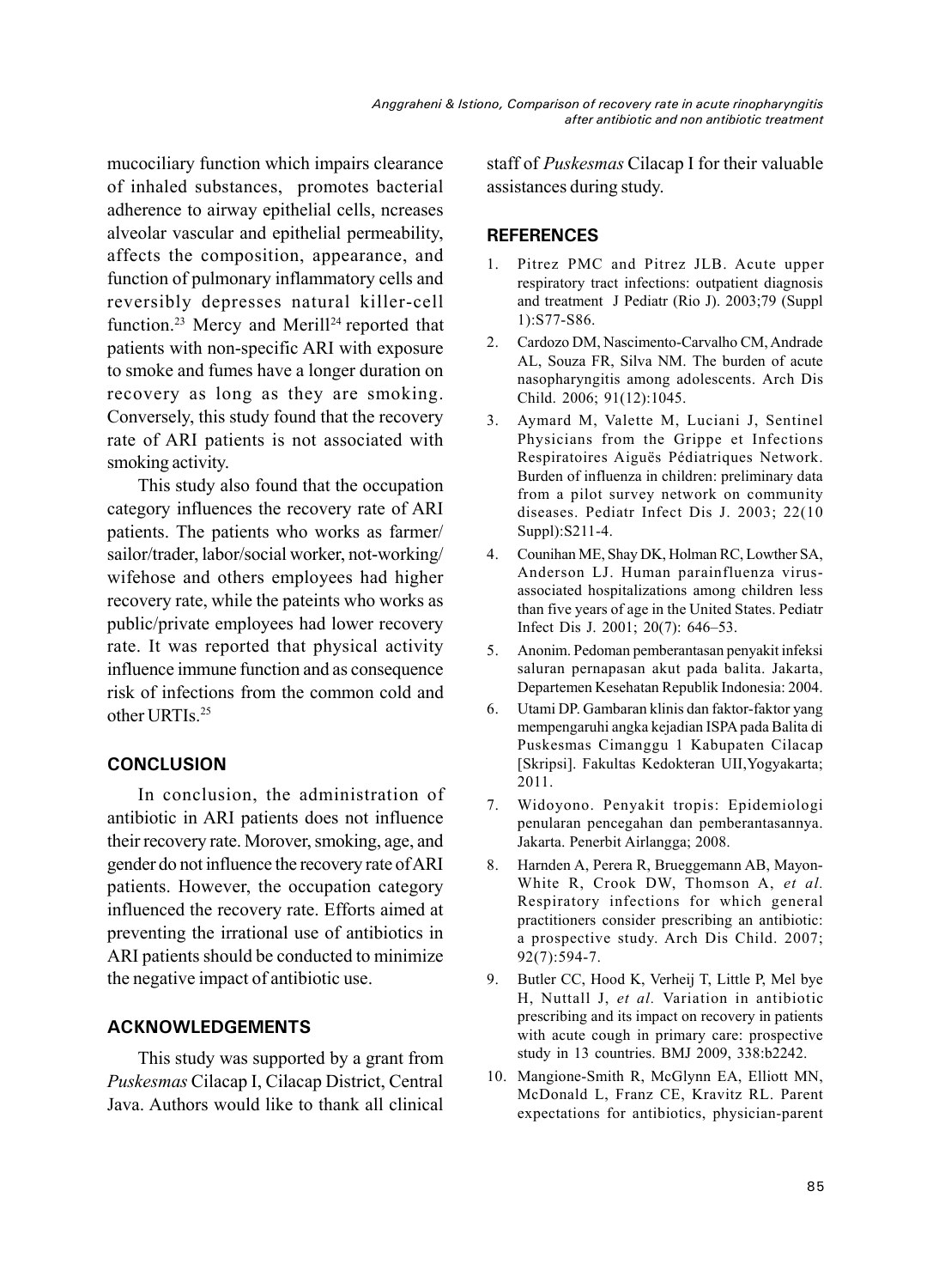mucociliary function which impairs clearance of inhaled substances, promotes bacterial adherence to airway epithelial cells, ncreases alveolar vascular and epithelial permeability, affects the composition, appearance, and function of pulmonary inflammatory cells and reversibly depresses natural killer-cell function.[23] Mercy and Merill[24] reported that patients with non-specific ARI with exposure to smoke and fumes have a longer duration on recovery as long as they are smoking. Conversely, this study found that the recovery rate of ARI patients is not associated with smoking activity.

This study also found that the occupation category influences the recovery rate of ARI patients. The patients who works as farmer/sailor/trader, labor/social worker, not-working/wifehose and others employees had higher recovery rate, while the pateints who works as public/private employees had lower recovery rate. It was reported that physical activity influence immune function and as consequence risk of infections from the common cold and other URTIs.[25]

## CONCLUSION

In conclusion, the administration of antibiotic in ARI patients does not influence their recovery rate. Morover, smoking, age, and gender do not influence the recovery rate of ARI patients. However, the occupation category influenced the recovery rate. Efforts aimed at preventing the irrational use of antibiotics in ARI patients should be conducted to minimize the negative impact of antibiotic use.

## ACKNOWLEDGEMENTS

This study was supported by a grant from *Puskesmas* Cilacap I, Cilacap District, Central Java. Authors would like to thank all clinical staff of *Puskesmas* Cilacap I for their valuable assistances during study.

## REFERENCES

1. Pitrez PMC and Pitrez JLB. Acute upper respiratory tract infections: outpatient diagnosis and treatment J Pediatr (Rio J). 2003;79 (Suppl 1):S77-S86.
2. Cardozo DM, Nascimento-Carvalho CM, Andrade AL, Souza FR, Silva NM. The burden of acute nasopharyngitis among adolescents. Arch Dis Child. 2006; 91(12):1045.
3. Aymard M, Valette M, Luciani J, Sentinel Physicians from the Grippe et Infections Respiratoires Aiguës Pédiatriques Network. Burden of influenza in children: preliminary data from a pilot survey network on community diseases. Pediatr Infect Dis J. 2003; 22(10 Suppl):S211-4.
4. Counihan ME, Shay DK, Holman RC, Lowther SA, Anderson LJ. Human parainfluenza virus-associated hospitalizations among children less than five years of age in the United States. Pediatr Infect Dis J. 2001; 20(7): 646–53.
5. Anonim. Pedoman pemberantasan penyakit infeksi saluran pernapasan akut pada balita. Jakarta, Departemen Kesehatan Republik Indonesia: 2004.
6. Utami DP. Gambaran klinis dan faktor-faktor yang mempengaruhi angka kejadian ISPA pada Balita di Puskesmas Cimanggu 1 Kabupaten Cilacap [Skripsi]. Fakultas Kedokteran UII,Yogyakarta; 2011.
7. Widoyono. Penyakit tropis: Epidemiologi penularan pencegahan dan pemberantasannya. Jakarta. Penerbit Airlangga; 2008.
8. Harnden A, Perera R, Brueggemann AB, Mayon-White R, Crook DW, Thomson A, *et al.* Respiratory infections for which general practitioners consider prescribing an antibiotic: a prospective study. Arch Dis Child. 2007; 92(7):594-7.
9. Butler CC, Hood K, Verheij T, Little P, Mel bye H, Nuttall J, *et al.* Variation in antibiotic prescribing and its impact on recovery in patients with acute cough in primary care: prospective study in 13 countries. BMJ 2009, 338:b2242.
10. Mangione-Smith R, McGlynn EA, Elliott MN, McDonald L, Franz CE, Kravitz RL. Parent expectations for antibiotics, physician-parent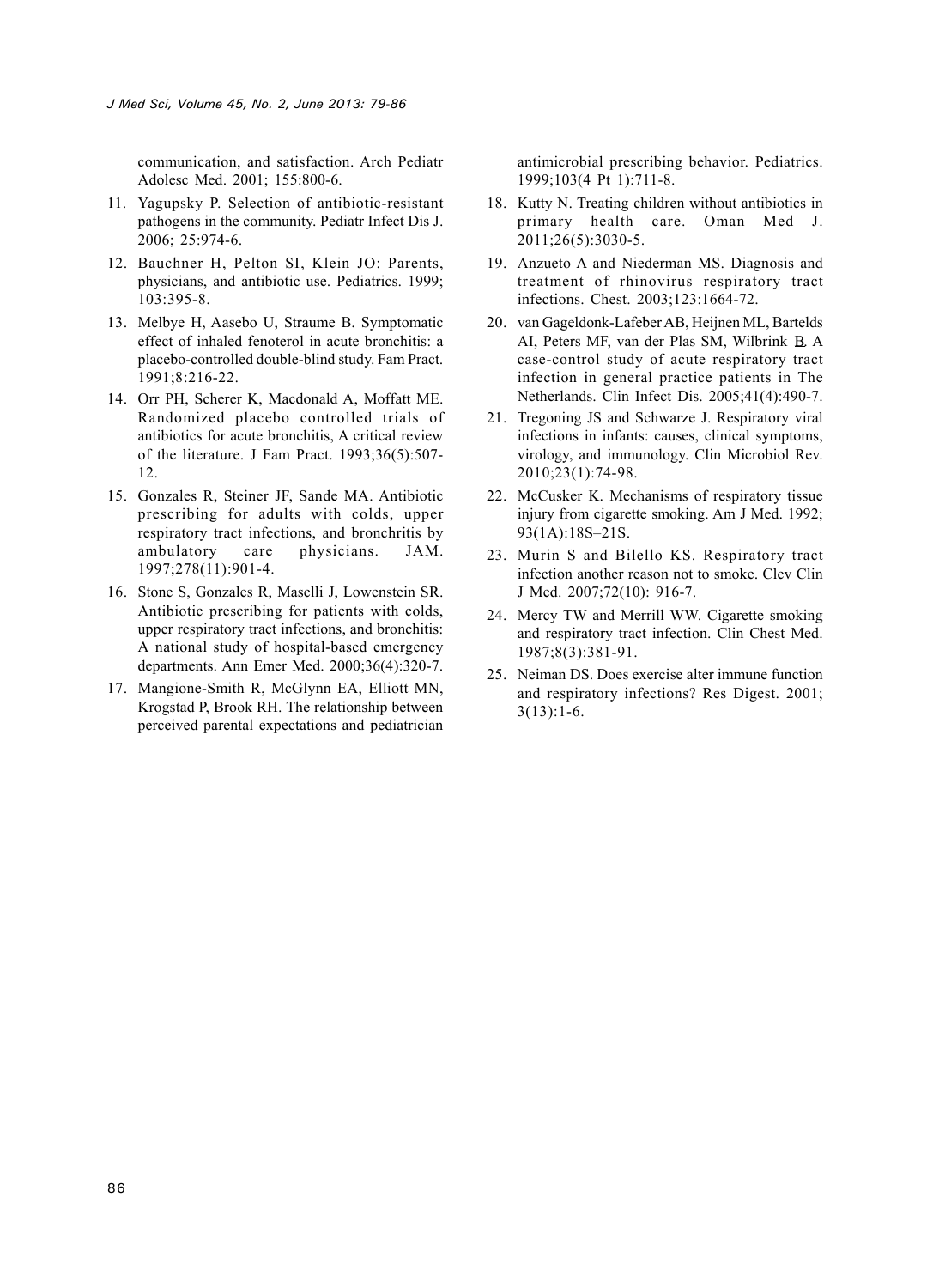communication, and satisfaction. Arch Pediatr Adolesc Med. 2001; 155:800-6.

11. Yagupsky P. Selection of antibiotic-resistant pathogens in the community. Pediatr Infect Dis J. 2006; 25:974-6.
12. Bauchner H, Pelton SI, Klein JO: Parents, physicians, and antibiotic use. Pediatrics. 1999; 103:395-8.
13. Melbye H, Aasebo U, Straume B. Symptomatic effect of inhaled fenoterol in acute bronchitis: a placebo-controlled double-blind study. Fam Pract. 1991;8:216-22.
14. Orr PH, Scherer K, Macdonald A, Moffatt ME. Randomized placebo controlled trials of antibiotics for acute bronchitis, A critical review of the literature. J Fam Pract. 1993;36(5):507-12.
15. Gonzales R, Steiner JF, Sande MA. Antibiotic prescribing for adults with colds, upper respiratory tract infections, and bronchritis by ambulatory care physicians. JAM. 1997;278(11):901-4.
16. Stone S, Gonzales R, Maselli J, Lowenstein SR. Antibiotic prescribing for patients with colds, upper respiratory tract infections, and bronchitis: A national study of hospital-based emergency departments. Ann Emer Med. 2000;36(4):320-7.
17. Mangione-Smith R, McGlynn EA, Elliott MN, Krogstad P, Brook RH. The relationship between perceived parental expectations and pediatrician antimicrobial prescribing behavior. Pediatrics. 1999;103(4 Pt 1):711-8.
18. Kutty N. Treating children without antibiotics in primary health care. Oman Med J. 2011;26(5):3030-5.
19. Anzueto A and Niederman MS. Diagnosis and treatment of rhinovirus respiratory tract infections. Chest. 2003;123:1664-72.
20. van Gageldonk-Lafeber AB, Heijnen ML, Bartelds AI, Peters MF, van der Plas SM, Wilbrink B. A case-control study of acute respiratory tract infection in general practice patients in The Netherlands. Clin Infect Dis. 2005;41(4):490-7.
21. Tregoning JS and Schwarze J. Respiratory viral infections in infants: causes, clinical symptoms, virology, and immunology. Clin Microbiol Rev. 2010;23(1):74-98.
22. McCusker K. Mechanisms of respiratory tissue injury from cigarette smoking. Am J Med. 1992; 93(1A):18S–21S.
23. Murin S and Bilello KS. Respiratory tract infection another reason not to smoke. Clev Clin J Med. 2007;72(10): 916-7.
24. Mercy TW and Merrill WW. Cigarette smoking and respiratory tract infection. Clin Chest Med. 1987;8(3):381-91.
25. Neiman DS. Does exercise alter immune function and respiratory infections? Res Digest. 2001; 3(13):1-6.